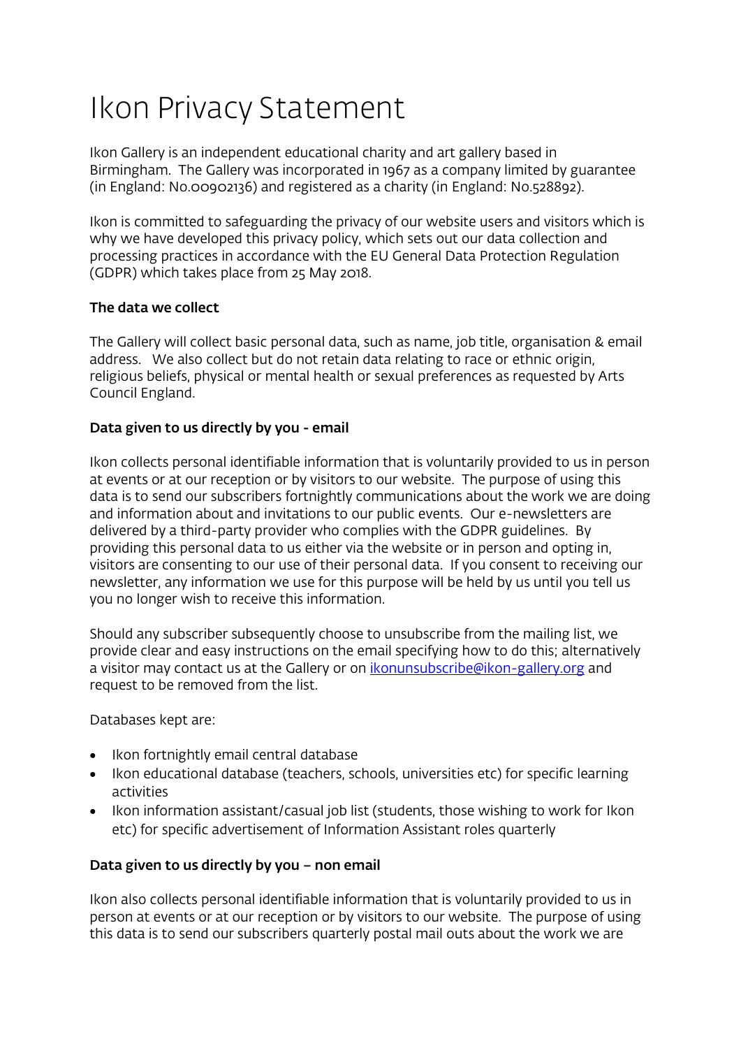# Ikon Privacy Statement

Ikon Gallery is an independent educational charity and art gallery based in Birmingham. The Gallery was incorporated in 1967 as a company limited by guarantee (in England: No.00902136) and registered as a charity (in England: No.528892).

Ikon is committed to safeguarding the privacy of our website users and visitors which is why we have developed this privacy policy, which sets out our data collection and processing practices in accordance with the EU General Data Protection Regulation (GDPR) which takes place from 25 May 2018.

**The data we collect**

The Gallery will collect basic personal data, such as name, job title, organisation & email address. We also collect but do not retain data relating to race or ethnic origin, religious beliefs, physical or mental health or sexual preferences as requested by Arts Council England.

**Data given to us directly by you - email**

Ikon collects personal identifiable information that is voluntarily provided to us in person at events or at our reception or by visitors to our website. The purpose of using this data is to send our subscribers fortnightly communications about the work we are doing and information about and invitations to our public events. Our e-newsletters are delivered by a third-party provider who complies with the GDPR guidelines. By providing this personal data to us either via the website or in person and opting in, visitors are consenting to our use of their personal data. If you consent to receiving our newsletter, any information we use for this purpose will be held by us until you tell us you no longer wish to receive this information.

Should any subscriber subsequently choose to unsubscribe from the mailing list, we provide clear and easy instructions on the email specifying how to do this; alternatively a visitor may contact us at the Gallery or on ikonunsubscribe@ikon-gallery.org and request to be removed from the list.

Databases kept are:

- Ikon fortnightly email central database
- Ikon educational database (teachers, schools, universities etc) for specific learning activities
- Ikon information assistant/casual job list (students, those wishing to work for Ikon etc) for specific advertisement of Information Assistant roles quarterly

**Data given to us directly by you – non email**

Ikon also collects personal identifiable information that is voluntarily provided to us in person at events or at our reception or by visitors to our website. The purpose of using this data is to send our subscribers quarterly postal mail outs about the work we are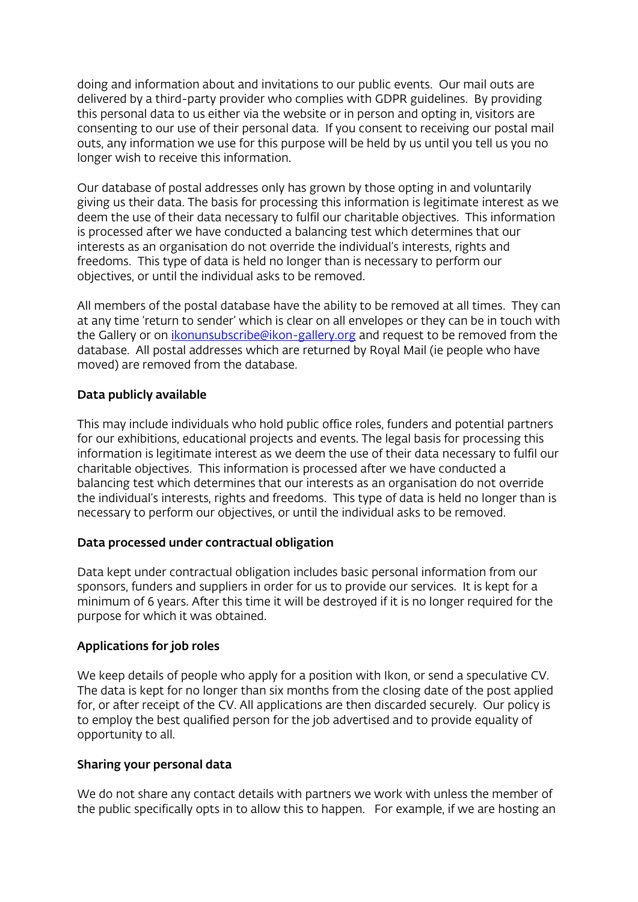doing and information about and invitations to our public events. Our mail outs are delivered by a third-party provider who complies with GDPR guidelines. By providing this personal data to us either via the website or in person and opting in, visitors are consenting to our use of their personal data. If you consent to receiving our postal mail outs, any information we use for this purpose will be held by us until you tell us you no longer wish to receive this information.

Our database of postal addresses only has grown by those opting in and voluntarily giving us their data. The basis for processing this information is legitimate interest as we deem the use of their data necessary to fulfil our charitable objectives. This information is processed after we have conducted a balancing test which determines that our interests as an organisation do not override the individual's interests, rights and freedoms. This type of data is held no longer than is necessary to perform our objectives, or until the individual asks to be removed.

All members of the postal database have the ability to be removed at all times. They can at any time 'return to sender' which is clear on all envelopes or they can be in touch with the Gallery or on [ikonunsubscribe@ikon-gallery.org](mailto:ikonunsubscribe@ikon-gallery.org) and request to be removed from the database. All postal addresses which are returned by Royal Mail (ie people who have moved) are removed from the database.

**Data publicly available**

This may include individuals who hold public office roles, funders and potential partners for our exhibitions, educational projects and events. The legal basis for processing this information is legitimate interest as we deem the use of their data necessary to fulfil our charitable objectives. This information is processed after we have conducted a balancing test which determines that our interests as an organisation do not override the individual's interests, rights and freedoms. This type of data is held no longer than is necessary to perform our objectives, or until the individual asks to be removed.

**Data processed under contractual obligation**

Data kept under contractual obligation includes basic personal information from our sponsors, funders and suppliers in order for us to provide our services. It is kept for a minimum of 6 years. After this time it will be destroyed if it is no longer required for the purpose for which it was obtained.

**Applications for job roles**

We keep details of people who apply for a position with Ikon, or send a speculative CV. The data is kept for no longer than six months from the closing date of the post applied for, or after receipt of the CV. All applications are then discarded securely. Our policy is to employ the best qualified person for the job advertised and to provide equality of opportunity to all.

**Sharing your personal data**

We do not share any contact details with partners we work with unless the member of the public specifically opts in to allow this to happen. For example, if we are hosting an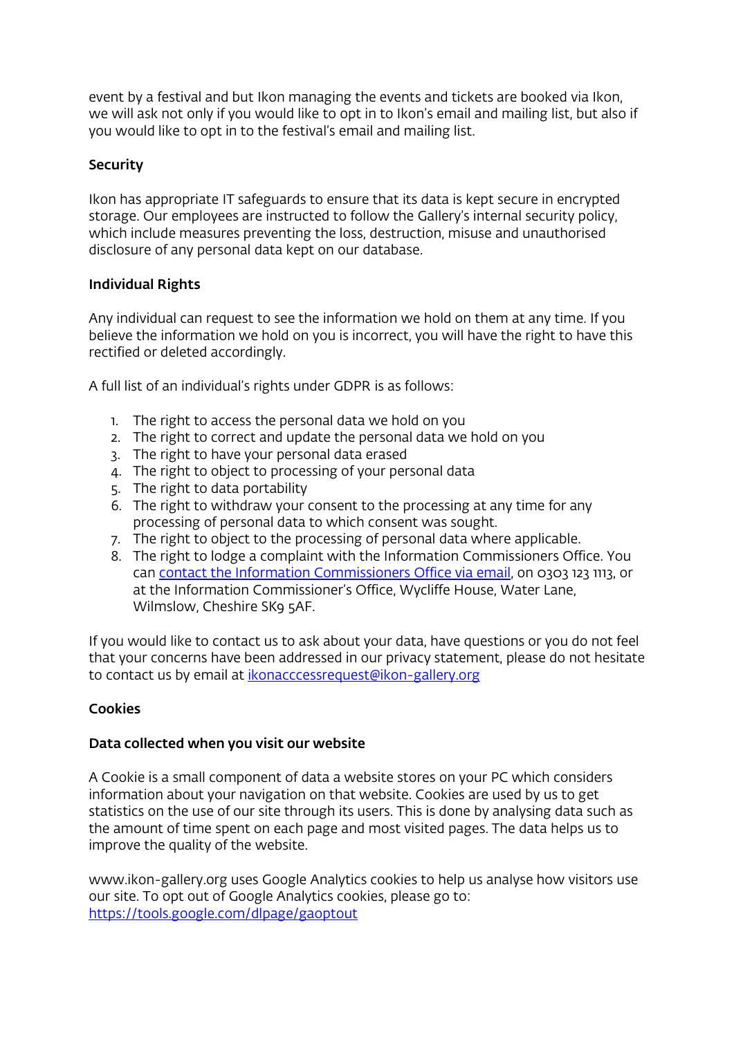event by a festival and but Ikon managing the events and tickets are booked via Ikon, we will ask not only if you would like to opt in to Ikon's email and mailing list, but also if you would like to opt in to the festival's email and mailing list.

**Security**

Ikon has appropriate IT safeguards to ensure that its data is kept secure in encrypted storage. Our employees are instructed to follow the Gallery's internal security policy, which include measures preventing the loss, destruction, misuse and unauthorised disclosure of any personal data kept on our database.

**Individual Rights**

Any individual can request to see the information we hold on them at any time. If you believe the information we hold on you is incorrect, you will have the right to have this rectified or deleted accordingly.

A full list of an individual's rights under GDPR is as follows:

1. The right to access the personal data we hold on you
2. The right to correct and update the personal data we hold on you
3. The right to have your personal data erased
4. The right to object to processing of your personal data
5. The right to data portability
6. The right to withdraw your consent to the processing at any time for any processing of personal data to which consent was sought.
7. The right to object to the processing of personal data where applicable.
8. The right to lodge a complaint with the Information Commissioners Office. You can contact the Information Commissioners Office via email, on 0303 123 1113, or at the Information Commissioner's Office, Wycliffe House, Water Lane, Wilmslow, Cheshire SK9 5AF.

If you would like to contact us to ask about your data, have questions or you do not feel that your concerns have been addressed in our privacy statement, please do not hesitate to contact us by email at ikonacccessrequest@ikon-gallery.org

**Cookies**

**Data collected when you visit our website**

A Cookie is a small component of data a website stores on your PC which considers information about your navigation on that website. Cookies are used by us to get statistics on the use of our site through its users. This is done by analysing data such as the amount of time spent on each page and most visited pages. The data helps us to improve the quality of the website.

www.ikon-gallery.org uses Google Analytics cookies to help us analyse how visitors use our site. To opt out of Google Analytics cookies, please go to: https://tools.google.com/dlpage/gaoptout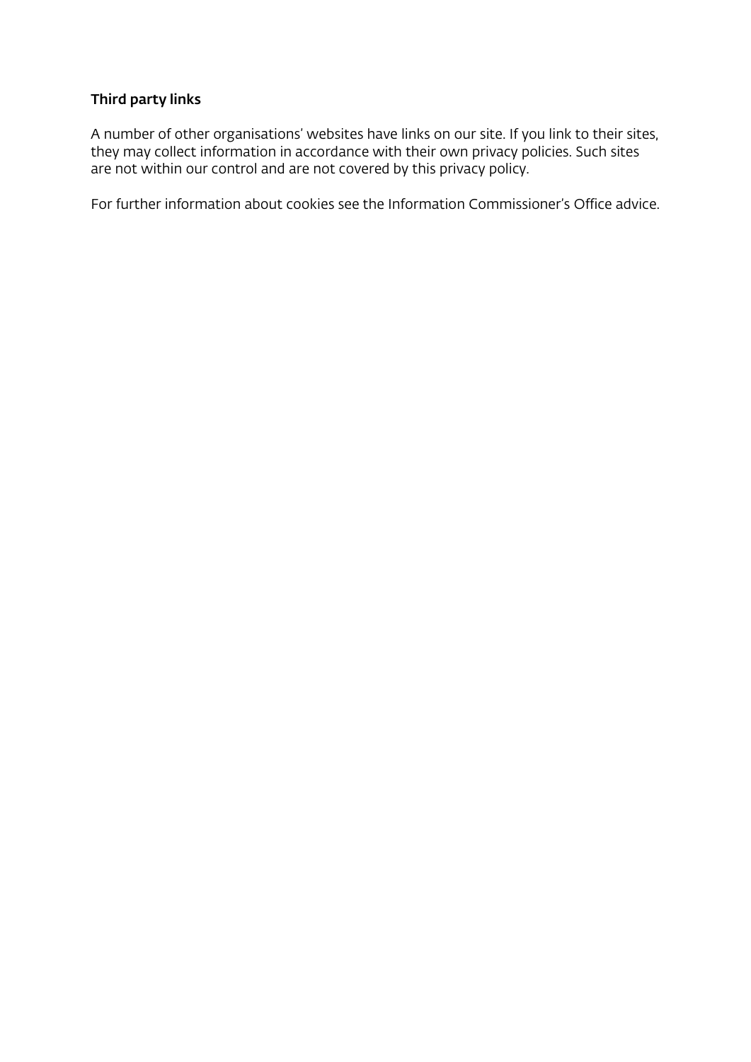**Third party links**

A number of other organisations' websites have links on our site. If you link to their sites, they may collect information in accordance with their own privacy policies. Such sites are not within our control and are not covered by this privacy policy.

For further information about cookies see the Information Commissioner's Office advice.